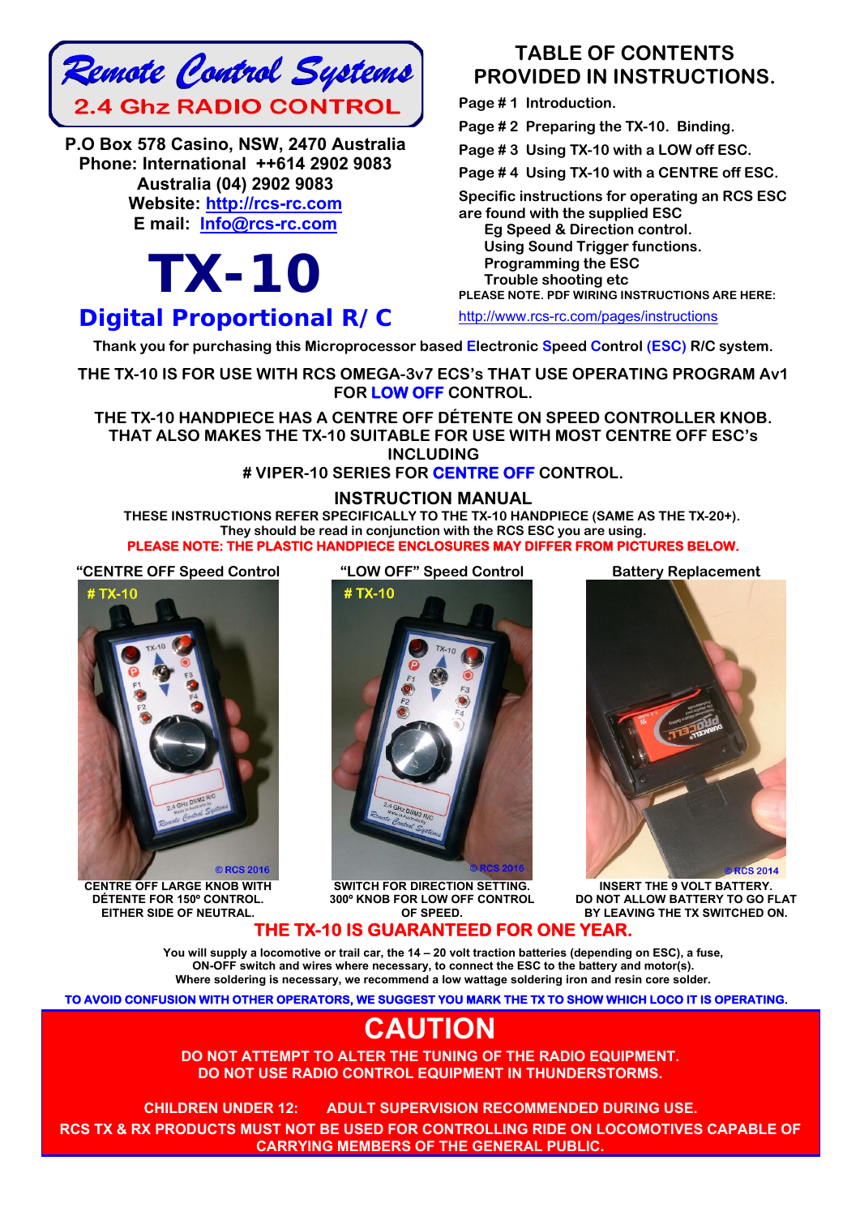# Remote Control Systems

## 2.4 Ghz RADIO CONTROL

P.O Box 578 Casino, NSW, 2470 Australia
Phone: International ++614 2902 9083
Australia (04) 2902 9083
Website: http://rcs-rc.com
E mail: Info@rcs-rc.com

# TX-10

## Digital Proportional R/C

## TABLE OF CONTENTS PROVIDED IN INSTRUCTIONS.

- Page # 1 Introduction.
- Page # 2 Preparing the TX-10. Binding.
- Page # 3 Using TX-10 with a LOW off ESC.
- Page # 4 Using TX-10 with a CENTRE off ESC.

Specific instructions for operating an RCS ESC are found with the supplied ESC
- Eg Speed & Direction control.
- Using Sound Trigger functions.
- Programming the ESC
- Trouble shooting etc

PLEASE NOTE. PDF WIRING INSTRUCTIONS ARE HERE:
http://www.rcs-rc.com/pages/instructions

**Thank you for purchasing this Microprocessor based Electronic Speed Control (ESC) R/C system.**

**THE TX-10 IS FOR USE WITH RCS OMEGA-3v7 ECS's THAT USE OPERATING PROGRAM Av1 FOR LOW OFF CONTROL.**

**THE TX-10 HANDPIECE HAS A CENTRE OFF DÉTENTE ON SPEED CONTROLLER KNOB. THAT ALSO MAKES THE TX-10 SUITABLE FOR USE WITH MOST CENTRE OFF ESC's INCLUDING # VIPER-10 SERIES FOR CENTRE OFF CONTROL.**

## INSTRUCTION MANUAL

**THESE INSTRUCTIONS REFER SPECIFICALLY TO THE TX-10 HANDPIECE (SAME AS THE TX-20+). They should be read in conjunction with the RCS ESC you are using.**

**PLEASE NOTE: THE PLASTIC HANDPIECE ENCLOSURES MAY DIFFER FROM PICTURES BELOW.**

"CENTRE OFF Speed Control

CENTRE OFF LARGE KNOB WITH DÉTENTE FOR 150º CONTROL. EITHER SIDE OF NEUTRAL.

"LOW OFF" Speed Control

SWITCH FOR DIRECTION SETTING. 300º KNOB FOR LOW OFF CONTROL OF SPEED.

Battery Replacement

INSERT THE 9 VOLT BATTERY. DO NOT ALLOW BATTERY TO GO FLAT BY LEAVING THE TX SWITCHED ON.

## THE TX-10 IS GUARANTEED FOR ONE YEAR.

You will supply a locomotive or trail car, the 14 – 20 volt traction batteries (depending on ESC), a fuse, ON-OFF switch and wires where necessary, to connect the ESC to the battery and motor(s). Where soldering is necessary, we recommend a low wattage soldering iron and resin core solder.

**TO AVOID CONFUSION WITH OTHER OPERATORS, WE SUGGEST YOU MARK THE TX TO SHOW WHICH LOCO IT IS OPERATING.**

# CAUTION

**DO NOT ATTEMPT TO ALTER THE TUNING OF THE RADIO EQUIPMENT.
DO NOT USE RADIO CONTROL EQUIPMENT IN THUNDERSTORMS.**

**CHILDREN UNDER 12: ADULT SUPERVISION RECOMMENDED DURING USE.**

**RCS TX & RX PRODUCTS MUST NOT BE USED FOR CONTROLLING RIDE ON LOCOMOTIVES CAPABLE OF CARRYING MEMBERS OF THE GENERAL PUBLIC.**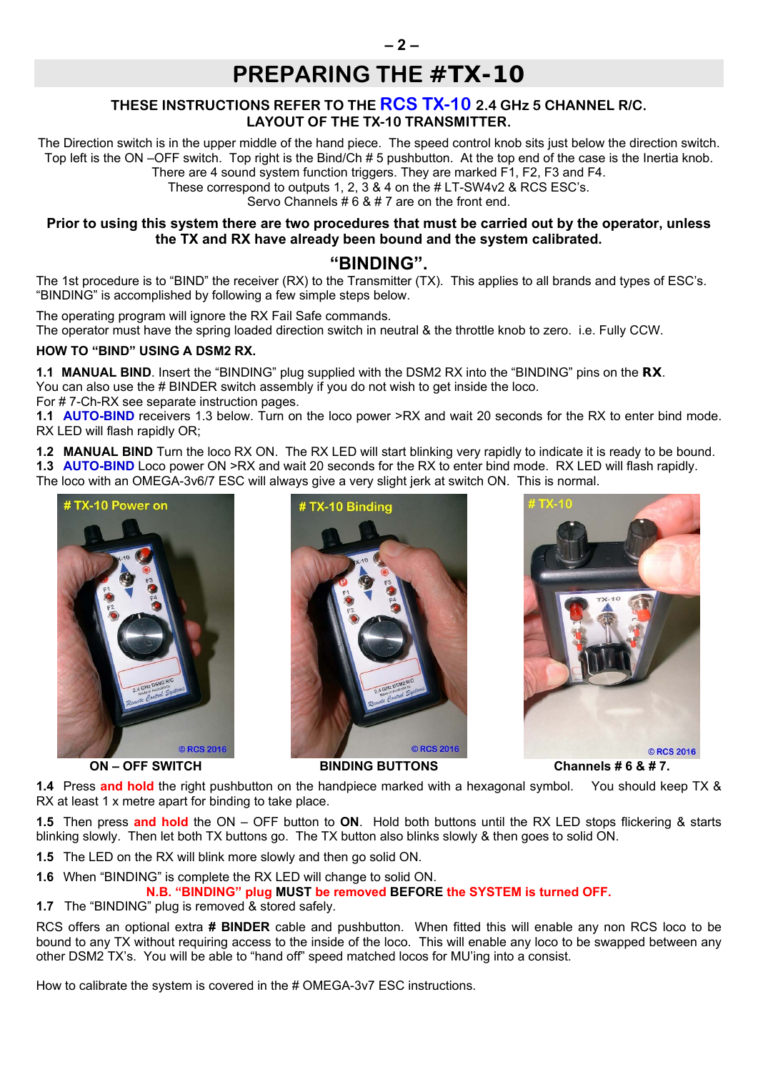# PREPARING THE #TX-10

**THESE INSTRUCTIONS REFER TO THE RCS TX-10 2.4 GHz 5 CHANNEL R/C.**
**LAYOUT OF THE TX-10 TRANSMITTER.**

The Direction switch is in the upper middle of the hand piece. The speed control knob sits just below the direction switch. Top left is the ON –OFF switch. Top right is the Bind/Ch # 5 pushbutton. At the top end of the case is the Inertia knob. There are 4 sound system function triggers. They are marked F1, F2, F3 and F4. These correspond to outputs 1, 2, 3 & 4 on the # LT-SW4v2 & RCS ESC's. Servo Channels # 6 & # 7 are on the front end.

**Prior to using this system there are two procedures that must be carried out by the operator, unless the TX and RX have already been bound and the system calibrated.**

## "BINDING".

The 1st procedure is to "BIND" the receiver (RX) to the Transmitter (TX). This applies to all brands and types of ESC's. "BINDING" is accomplished by following a few simple steps below.

The operating program will ignore the RX Fail Safe commands.
The operator must have the spring loaded direction switch in neutral & the throttle knob to zero. i.e. Fully CCW.

**HOW TO "BIND" USING A DSM2 RX.**

**1.1 MANUAL BIND**. Insert the "BINDING" plug supplied with the DSM2 RX into the "BINDING" pins on the **RX**.
You can also use the # BINDER switch assembly if you do not wish to get inside the loco.
For # 7-Ch-RX see separate instruction pages.
**1.1 AUTO-BIND** receivers 1.3 below. Turn on the loco power >RX and wait 20 seconds for the RX to enter bind mode. RX LED will flash rapidly OR;

**1.2 MANUAL BIND** Turn the loco RX ON. The RX LED will start blinking very rapidly to indicate it is ready to be bound.
**1.3 AUTO-BIND** Loco power ON >RX and wait 20 seconds for the RX to enter bind mode. RX LED will flash rapidly.
The loco with an OMEGA-3v6/7 ESC will always give a very slight jerk at switch ON. This is normal.

**ON – OFF SWITCH** **BINDING BUTTONS** **Channels # 6 & # 7.**

**1.4** Press **and hold** the right pushbutton on the handpiece marked with a hexagonal symbol. You should keep TX & RX at least 1 x metre apart for binding to take place.

**1.5** Then press **and hold** the ON – OFF button to **ON**. Hold both buttons until the RX LED stops flickering & starts blinking slowly. Then let both TX buttons go. The TX button also blinks slowly & then goes to solid ON.

**1.5** The LED on the RX will blink more slowly and then go solid ON.

**1.6** When "BINDING" is complete the RX LED will change to solid ON.

**N.B. "BINDING" plug MUST be removed BEFORE the SYSTEM is turned OFF.**

**1.7** The "BINDING" plug is removed & stored safely.

RCS offers an optional extra **# BINDER** cable and pushbutton. When fitted this will enable any non RCS loco to be bound to any TX without requiring access to the inside of the loco. This will enable any loco to be swapped between any other DSM2 TX's. You will be able to "hand off" speed matched locos for MU'ing into a consist.

How to calibrate the system is covered in the # OMEGA-3v7 ESC instructions.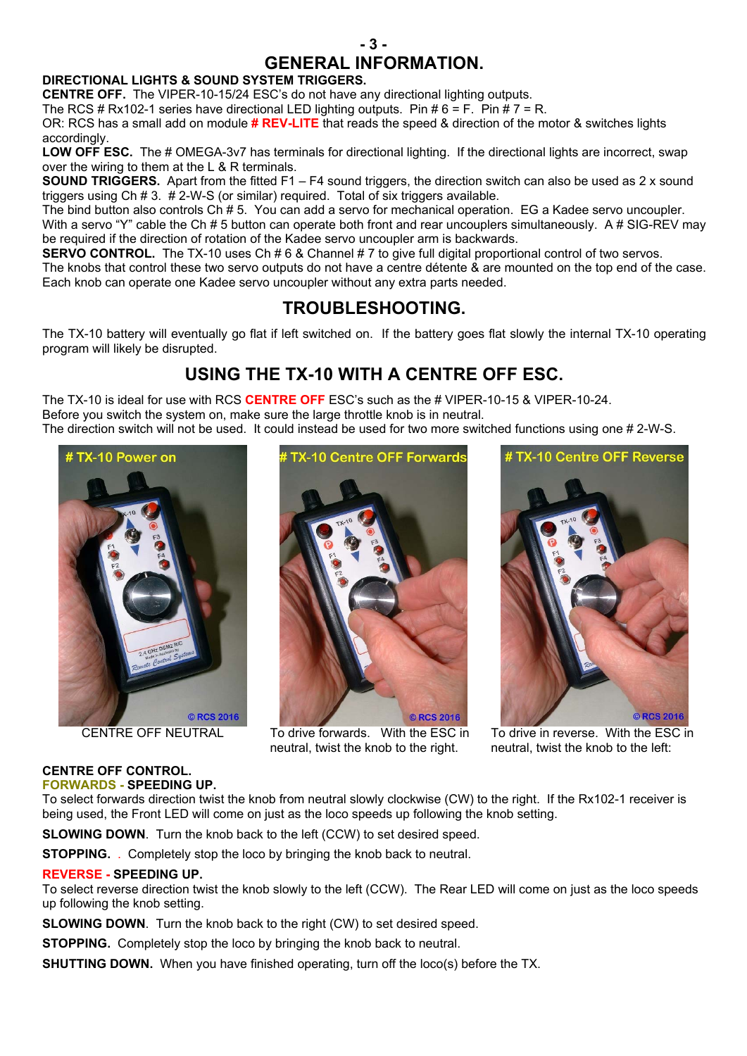# GENERAL INFORMATION.

**DIRECTIONAL LIGHTS & SOUND SYSTEM TRIGGERS.**

**CENTRE OFF.** The VIPER-10-15/24 ESC's do not have any directional lighting outputs.
The RCS # Rx102-1 series have directional LED lighting outputs. Pin # 6 = F. Pin # 7 = R.
OR: RCS has a small add on module **# REV-LITE** that reads the speed & direction of the motor & switches lights accordingly.

**LOW OFF ESC.** The # OMEGA-3v7 has terminals for directional lighting. If the directional lights are incorrect, swap over the wiring to them at the L & R terminals.

**SOUND TRIGGERS.** Apart from the fitted F1 – F4 sound triggers, the direction switch can also be used as 2 x sound triggers using Ch # 3. # 2-W-S (or similar) required. Total of six triggers available.
The bind button also controls Ch # 5. You can add a servo for mechanical operation. EG a Kadee servo uncoupler. With a servo "Y" cable the Ch # 5 button can operate both front and rear uncouplers simultaneously. A # SIG-REV may be required if the direction of rotation of the Kadee servo uncoupler arm is backwards.

**SERVO CONTROL.** The TX-10 uses Ch # 6 & Channel # 7 to give full digital proportional control of two servos.
The knobs that control these two servo outputs do not have a centre détente & are mounted on the top end of the case.
Each knob can operate one Kadee servo uncoupler without any extra parts needed.

## TROUBLESHOOTING.

The TX-10 battery will eventually go flat if left switched on. If the battery goes flat slowly the internal TX-10 operating program will likely be disrupted.

## USING THE TX-10 WITH A CENTRE OFF ESC.

The TX-10 is ideal for use with RCS **CENTRE OFF** ESC's such as the # VIPER-10-15 & VIPER-10-24.
Before you switch the system on, make sure the large throttle knob is in neutral.
The direction switch will not be used. It could instead be used for two more switched functions using one # 2-W-S.

# TX-10 Power on

CENTRE OFF NEUTRAL

# TX-10 Centre OFF Forwards

To drive forwards. With the ESC in neutral, twist the knob to the right.

# TX-10 Centre OFF Reverse

To drive in reverse. With the ESC in neutral, twist the knob to the left:

**CENTRE OFF CONTROL.**

**FORWARDS - SPEEDING UP.**
To select forwards direction twist the knob from neutral slowly clockwise (CW) to the right. If the Rx102-1 receiver is being used, the Front LED will come on just as the loco speeds up following the knob setting.

**SLOWING DOWN**. Turn the knob back to the left (CCW) to set desired speed.

**STOPPING.** . Completely stop the loco by bringing the knob back to neutral.

**REVERSE - SPEEDING UP.**
To select reverse direction twist the knob slowly to the left (CCW). The Rear LED will come on just as the loco speeds up following the knob setting.

**SLOWING DOWN**. Turn the knob back to the right (CW) to set desired speed.

**STOPPING.** Completely stop the loco by bringing the knob back to neutral.

**SHUTTING DOWN.** When you have finished operating, turn off the loco(s) before the TX.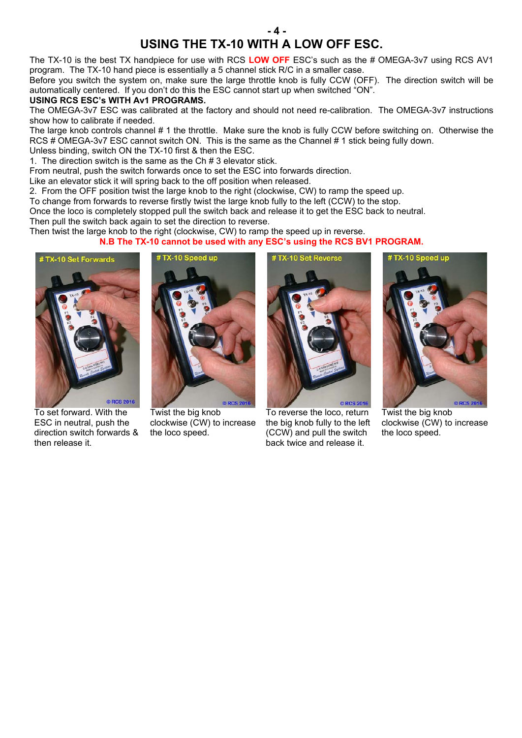# USING THE TX-10 WITH A LOW OFF ESC.

The TX-10 is the best TX handpiece for use with RCS **LOW OFF** ESC's such as the # OMEGA-3v7 using RCS AV1 program. The TX-10 hand piece is essentially a 5 channel stick R/C in a smaller case.
Before you switch the system on, make sure the large throttle knob is fully CCW (OFF). The direction switch will be automatically centered. If you don't do this the ESC cannot start up when switched "ON".

**USING RCS ESC's WITH Av1 PROGRAMS.**

The OMEGA-3v7 ESC was calibrated at the factory and should not need re-calibration. The OMEGA-3v7 instructions show how to calibrate if needed.
The large knob controls channel # 1 the throttle. Make sure the knob is fully CCW before switching on. Otherwise the RCS # OMEGA-3v7 ESC cannot switch ON. This is the same as the Channel # 1 stick being fully down.
Unless binding, switch ON the TX-10 first & then the ESC.

1. The direction switch is the same as the Ch # 3 elevator stick.

From neutral, push the switch forwards once to set the ESC into forwards direction.
Like an elevator stick it will spring back to the off position when released.

2. From the OFF position twist the large knob to the right (clockwise, CW) to ramp the speed up.

To change from forwards to reverse firstly twist the large knob fully to the left (CCW) to the stop.
Once the loco is completely stopped pull the switch back and release it to get the ESC back to neutral.
Then pull the switch back again to set the direction to reverse.
Then twist the large knob to the right (clockwise, CW) to ramp the speed up in reverse.

**N.B The TX-10 cannot be used with any ESC's using the RCS BV1 PROGRAM.**

# TX-10 Set Forwards

To set forward. With the ESC in neutral, push the direction switch forwards & then release it.

# TX-10 Speed up

Twist the big knob clockwise (CW) to increase the loco speed.

# TX-10 Set Reverse

To reverse the loco, return the big knob fully to the left (CCW) and pull the switch back twice and release it.

# TX-10 Speed up

Twist the big knob clockwise (CW) to increase the loco speed.